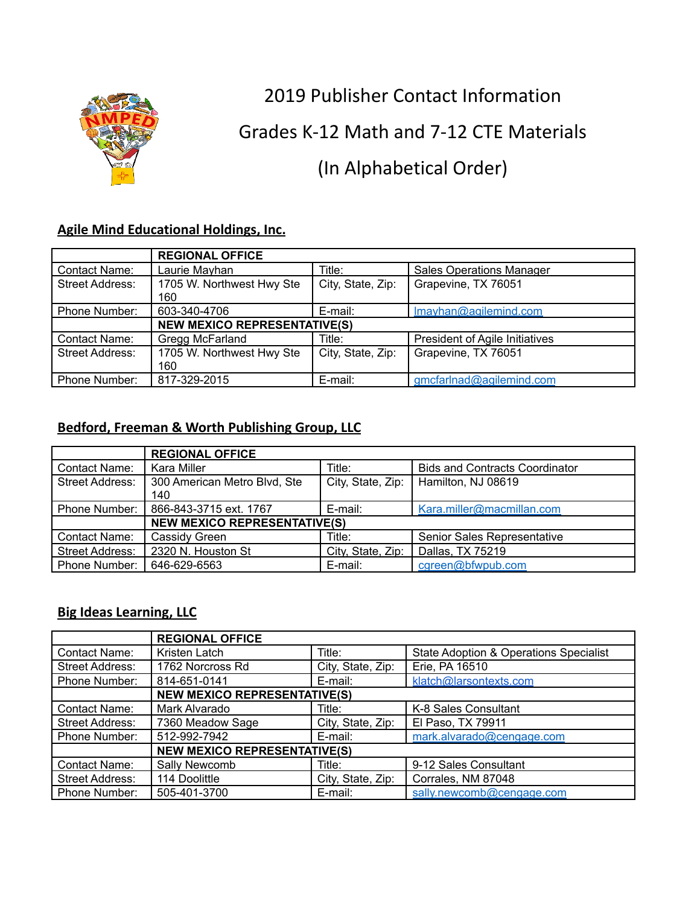# 2019 Publisher Contact Information

# Grades K-12 Math and 7-12 CTE Materials

# (In Alphabetical Order)

## Agile Mind Educational Holdings, Inc.

| | REGIONAL OFFICE | | |
|---|---|---|---|
| Contact Name: | Laurie Mayhan | Title: | Sales Operations Manager |
| Street Address: | 1705 W. Northwest Hwy Ste 160 | City, State, Zip: | Grapevine, TX 76051 |
| Phone Number: | 603-340-4706 | E-mail: | lmayhan@agilemind.com |
| | NEW MEXICO REPRESENTATIVE(S) | | |
| Contact Name: | Gregg McFarland | Title: | President of Agile Initiatives |
| Street Address: | 1705 W. Northwest Hwy Ste 160 | City, State, Zip: | Grapevine, TX 76051 |
| Phone Number: | 817-329-2015 | E-mail: | gmcfarlnad@agilemind.com |

## Bedford, Freeman & Worth Publishing Group, LLC

| | REGIONAL OFFICE | | |
|---|---|---|---|
| Contact Name: | Kara Miller | Title: | Bids and Contracts Coordinator |
| Street Address: | 300 American Metro Blvd, Ste 140 | City, State, Zip: | Hamilton, NJ 08619 |
| Phone Number: | 866-843-3715 ext. 1767 | E-mail: | Kara.miller@macmillan.com |
| | NEW MEXICO REPRESENTATIVE(S) | | |
| Contact Name: | Cassidy Green | Title: | Senior Sales Representative |
| Street Address: | 2320 N. Houston St | City, State, Zip: | Dallas, TX 75219 |
| Phone Number: | 646-629-6563 | E-mail: | cgreen@bfwpub.com |

## Big Ideas Learning, LLC

| | REGIONAL OFFICE | | |
|---|---|---|---|
| Contact Name: | Kristen Latch | Title: | State Adoption & Operations Specialist |
| Street Address: | 1762 Norcross Rd | City, State, Zip: | Erie, PA 16510 |
| Phone Number: | 814-651-0141 | E-mail: | klatch@larsontexts.com |
| | NEW MEXICO REPRESENTATIVE(S) | | |
| Contact Name: | Mark Alvarado | Title: | K-8 Sales Consultant |
| Street Address: | 7360 Meadow Sage | City, State, Zip: | El Paso, TX 79911 |
| Phone Number: | 512-992-7942 | E-mail: | mark.alvarado@cengage.com |
| | NEW MEXICO REPRESENTATIVE(S) | | |
| Contact Name: | Sally Newcomb | Title: | 9-12 Sales Consultant |
| Street Address: | 114 Doolittle | City, State, Zip: | Corrales, NM 87048 |
| Phone Number: | 505-401-3700 | E-mail: | sally.newcomb@cengage.com |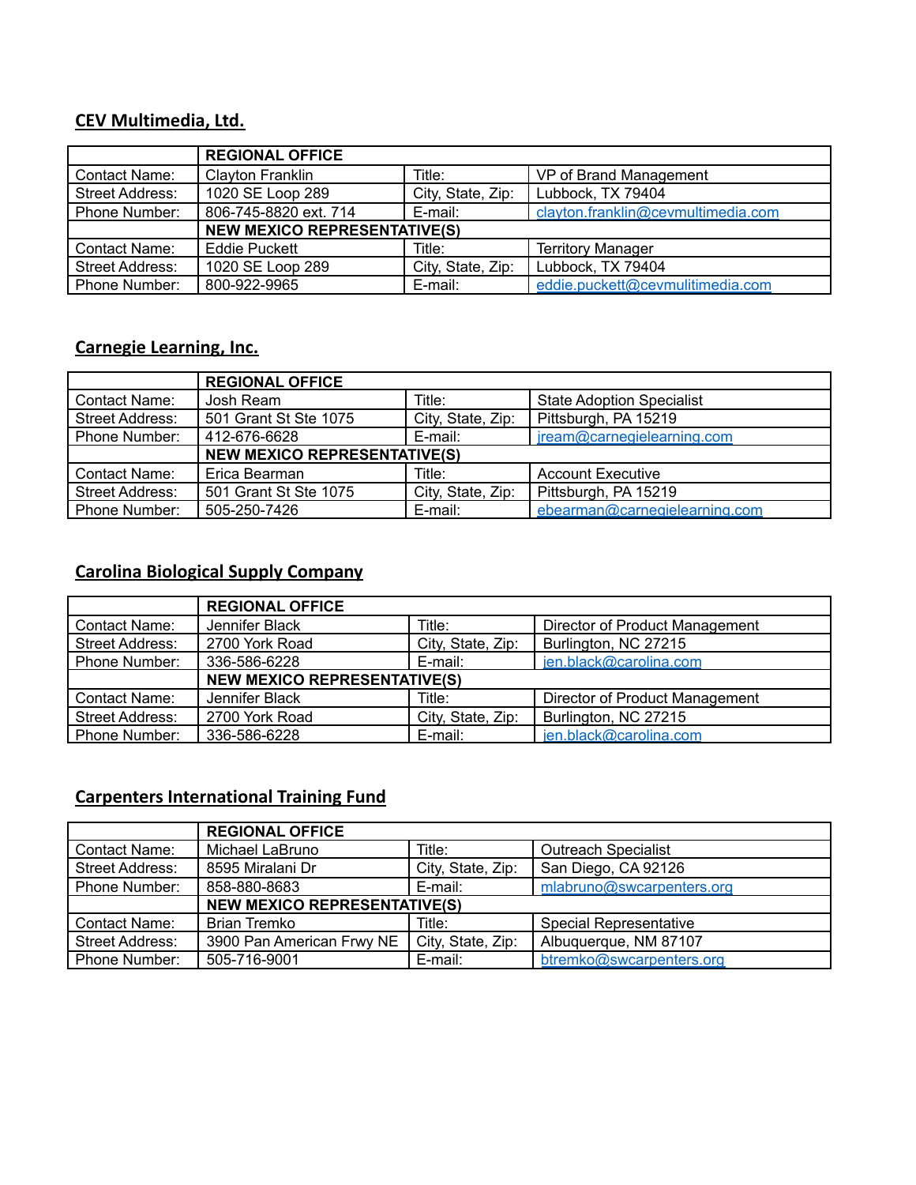## CEV Multimedia, Ltd.

| | REGIONAL OFFICE | | |
|---|---|---|---|
| Contact Name: | Clayton Franklin | Title: | VP of Brand Management |
| Street Address: | 1020 SE Loop 289 | City, State, Zip: | Lubbock, TX 79404 |
| Phone Number: | 806-745-8820 ext. 714 | E-mail: | clayton.franklin@cevmultimedia.com |
| | NEW MEXICO REPRESENTATIVE(S) | | |
| Contact Name: | Eddie Puckett | Title: | Territory Manager |
| Street Address: | 1020 SE Loop 289 | City, State, Zip: | Lubbock, TX 79404 |
| Phone Number: | 800-922-9965 | E-mail: | eddie.puckett@cevmulitimedia.com |

## Carnegie Learning, Inc.

| | REGIONAL OFFICE | | |
|---|---|---|---|
| Contact Name: | Josh Ream | Title: | State Adoption Specialist |
| Street Address: | 501 Grant St Ste 1075 | City, State, Zip: | Pittsburgh, PA 15219 |
| Phone Number: | 412-676-6628 | E-mail: | jream@carnegielearning.com |
| | NEW MEXICO REPRESENTATIVE(S) | | |
| Contact Name: | Erica Bearman | Title: | Account Executive |
| Street Address: | 501 Grant St Ste 1075 | City, State, Zip: | Pittsburgh, PA 15219 |
| Phone Number: | 505-250-7426 | E-mail: | ebearman@carnegielearning.com |

## Carolina Biological Supply Company

| | REGIONAL OFFICE | | |
|---|---|---|---|
| Contact Name: | Jennifer Black | Title: | Director of Product Management |
| Street Address: | 2700 York Road | City, State, Zip: | Burlington, NC 27215 |
| Phone Number: | 336-586-6228 | E-mail: | jen.black@carolina.com |
| | NEW MEXICO REPRESENTATIVE(S) | | |
| Contact Name: | Jennifer Black | Title: | Director of Product Management |
| Street Address: | 2700 York Road | City, State, Zip: | Burlington, NC 27215 |
| Phone Number: | 336-586-6228 | E-mail: | jen.black@carolina.com |

## Carpenters International Training Fund

| | REGIONAL OFFICE | | |
|---|---|---|---|
| Contact Name: | Michael LaBruno | Title: | Outreach Specialist |
| Street Address: | 8595 Miralani Dr | City, State, Zip: | San Diego, CA 92126 |
| Phone Number: | 858-880-8683 | E-mail: | mlabruno@swcarpenters.org |
| | NEW MEXICO REPRESENTATIVE(S) | | |
| Contact Name: | Brian Tremko | Title: | Special Representative |
| Street Address: | 3900 Pan American Frwy NE | City, State, Zip: | Albuquerque, NM 87107 |
| Phone Number: | 505-716-9001 | E-mail: | btremko@swcarpenters.org |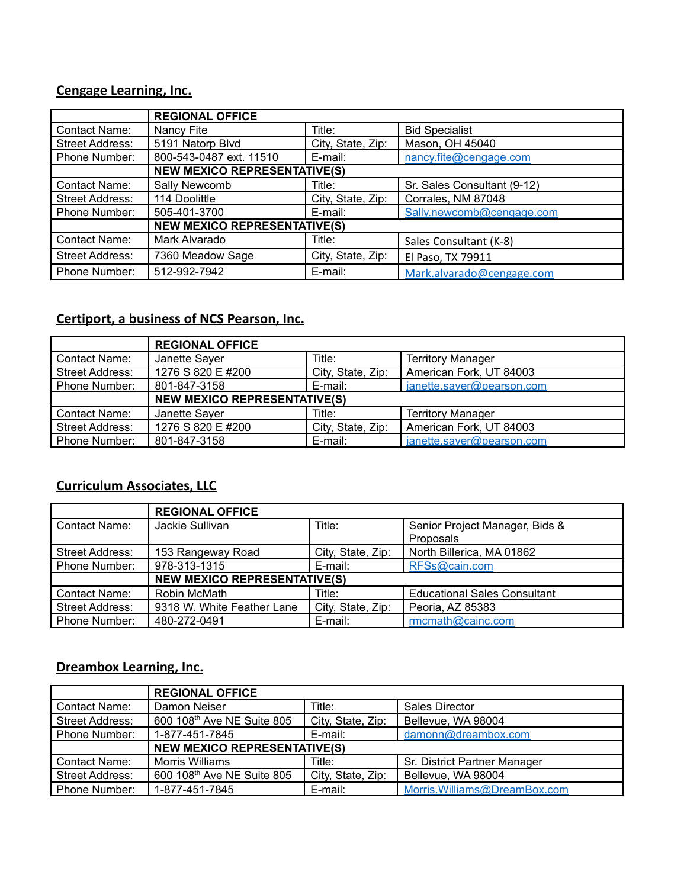**Cengage Learning, Inc.**

| | REGIONAL OFFICE | | |
|---|---|---|---|
| Contact Name: | Nancy Fite | Title: | Bid Specialist |
| Street Address: | 5191 Natorp Blvd | City, State, Zip: | Mason, OH 45040 |
| Phone Number: | 800-543-0487 ext. 11510 | E-mail: | nancy.fite@cengage.com |
| | **NEW MEXICO REPRESENTATIVE(S)** | | |
| Contact Name: | Sally Newcomb | Title: | Sr. Sales Consultant (9-12) |
| Street Address: | 114 Doolittle | City, State, Zip: | Corrales, NM 87048 |
| Phone Number: | 505-401-3700 | E-mail: | Sally.newcomb@cengage.com |
| | **NEW MEXICO REPRESENTATIVE(S)** | | |
| Contact Name: | Mark Alvarado | Title: | Sales Consultant (K-8) |
| Street Address: | 7360 Meadow Sage | City, State, Zip: | El Paso, TX 79911 |
| Phone Number: | 512-992-7942 | E-mail: | Mark.alvarado@cengage.com |

**Certiport, a business of NCS Pearson, Inc.**

| | REGIONAL OFFICE | | |
|---|---|---|---|
| Contact Name: | Janette Sayer | Title: | Territory Manager |
| Street Address: | 1276 S 820 E #200 | City, State, Zip: | American Fork, UT 84003 |
| Phone Number: | 801-847-3158 | E-mail: | janette.sayer@pearson.com |
| | **NEW MEXICO REPRESENTATIVE(S)** | | |
| Contact Name: | Janette Sayer | Title: | Territory Manager |
| Street Address: | 1276 S 820 E #200 | City, State, Zip: | American Fork, UT 84003 |
| Phone Number: | 801-847-3158 | E-mail: | janette.sayer@pearson.com |

**Curriculum Associates, LLC**

| | REGIONAL OFFICE | | |
|---|---|---|---|
| Contact Name: | Jackie Sullivan | Title: | Senior Project Manager, Bids & Proposals |
| Street Address: | 153 Rangeway Road | City, State, Zip: | North Billerica, MA 01862 |
| Phone Number: | 978-313-1315 | E-mail: | RFSs@cain.com |
| | **NEW MEXICO REPRESENTATIVE(S)** | | |
| Contact Name: | Robin McMath | Title: | Educational Sales Consultant |
| Street Address: | 9318 W. White Feather Lane | City, State, Zip: | Peoria, AZ 85383 |
| Phone Number: | 480-272-0491 | E-mail: | rmcmath@cainc.com |

**Dreambox Learning, Inc.**

| | REGIONAL OFFICE | | |
|---|---|---|---|
| Contact Name: | Damon Neiser | Title: | Sales Director |
| Street Address: | 600 108th Ave NE Suite 805 | City, State, Zip: | Bellevue, WA 98004 |
| Phone Number: | 1-877-451-7845 | E-mail: | damonn@dreambox.com |
| | **NEW MEXICO REPRESENTATIVE(S)** | | |
| Contact Name: | Morris Williams | Title: | Sr. District Partner Manager |
| Street Address: | 600 108th Ave NE Suite 805 | City, State, Zip: | Bellevue, WA 98004 |
| Phone Number: | 1-877-451-7845 | E-mail: | Morris.Williams@DreamBox.com |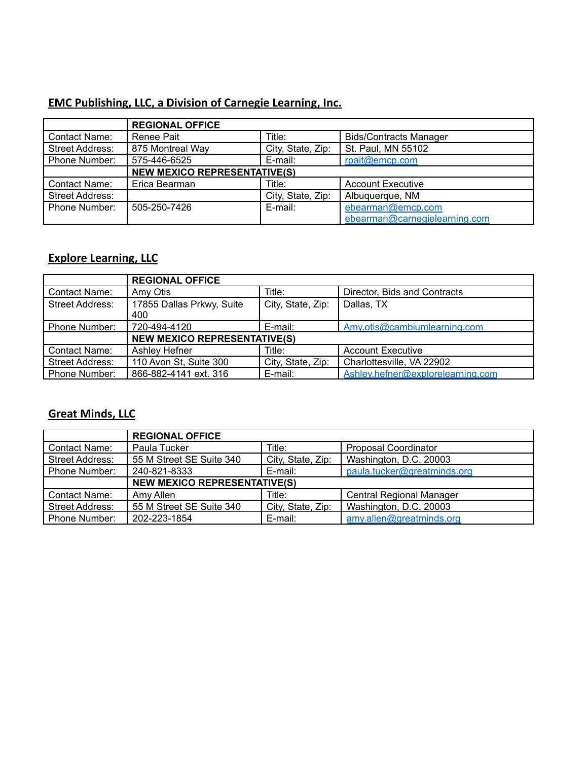## EMC Publishing, LLC, a Division of Carnegie Learning, Inc.

| | REGIONAL OFFICE | | |
|---|---|---|---|
| Contact Name: | Renee Pait | Title: | Bids/Contracts Manager |
| Street Address: | 875 Montreal Way | City, State, Zip: | St. Paul, MN 55102 |
| Phone Number: | 575-446-6525 | E-mail: | rpait@emcp.com |
| | NEW MEXICO REPRESENTATIVE(S) | | |
| Contact Name: | Erica Bearman | Title: | Account Executive |
| Street Address: | | City, State, Zip: | Albuquerque, NM |
| Phone Number: | 505-250-7426 | E-mail: | ebearman@emcp.com ebearman@carnegielearning.com |

## Explore Learning, LLC

| | REGIONAL OFFICE | | |
|---|---|---|---|
| Contact Name: | Amy Otis | Title: | Director, Bids and Contracts |
| Street Address: | 17855 Dallas Prkwy, Suite 400 | City, State, Zip: | Dallas, TX |
| Phone Number: | 720-494-4120 | E-mail: | Amy.otis@cambiumlearning.com |
| | NEW MEXICO REPRESENTATIVE(S) | | |
| Contact Name: | Ashley Hefner | Title: | Account Executive |
| Street Address: | 110 Avon St, Suite 300 | City, State, Zip: | Charlottesville, VA 22902 |
| Phone Number: | 866-882-4141 ext. 316 | E-mail: | Ashley.hefner@explorelearning.com |

## Great Minds, LLC

| | REGIONAL OFFICE | | |
|---|---|---|---|
| Contact Name: | Paula Tucker | Title: | Proposal Coordinator |
| Street Address: | 55 M Street SE Suite 340 | City, State, Zip: | Washington, D.C. 20003 |
| Phone Number: | 240-821-8333 | E-mail: | paula.tucker@greatminds.org |
| | NEW MEXICO REPRESENTATIVE(S) | | |
| Contact Name: | Amy Allen | Title: | Central Regional Manager |
| Street Address: | 55 M Street SE Suite 340 | City, State, Zip: | Washington, D.C. 20003 |
| Phone Number: | 202-223-1854 | E-mail: | amy.allen@greatminds.org |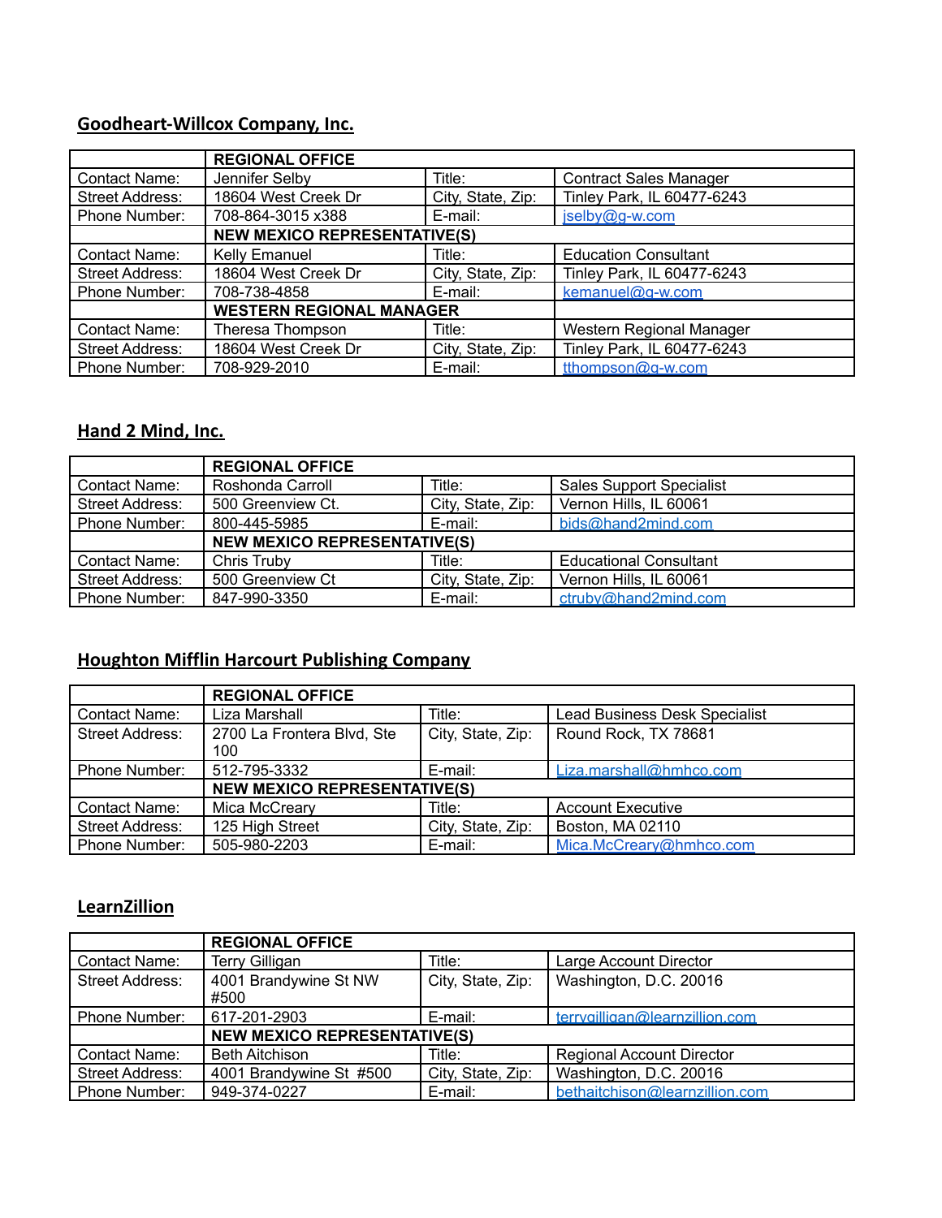## Goodheart-Willcox Company, Inc.

| | REGIONAL OFFICE | | |
|---|---|---|---|
| Contact Name: | Jennifer Selby | Title: | Contract Sales Manager |
| Street Address: | 18604 West Creek Dr | City, State, Zip: | Tinley Park, IL 60477-6243 |
| Phone Number: | 708-864-3015 x388 | E-mail: | jselby@g-w.com |
| | NEW MEXICO REPRESENTATIVE(S) | | |
| Contact Name: | Kelly Emanuel | Title: | Education Consultant |
| Street Address: | 18604 West Creek Dr | City, State, Zip: | Tinley Park, IL 60477-6243 |
| Phone Number: | 708-738-4858 | E-mail: | kemanuel@g-w.com |
| | WESTERN REGIONAL MANAGER | | |
| Contact Name: | Theresa Thompson | Title: | Western Regional Manager |
| Street Address: | 18604 West Creek Dr | City, State, Zip: | Tinley Park, IL 60477-6243 |
| Phone Number: | 708-929-2010 | E-mail: | tthompson@g-w.com |

## Hand 2 Mind, Inc.

| | REGIONAL OFFICE | | |
|---|---|---|---|
| Contact Name: | Roshonda Carroll | Title: | Sales Support Specialist |
| Street Address: | 500 Greenview Ct. | City, State, Zip: | Vernon Hills, IL 60061 |
| Phone Number: | 800-445-5985 | E-mail: | bids@hand2mind.com |
| | NEW MEXICO REPRESENTATIVE(S) | | |
| Contact Name: | Chris Truby | Title: | Educational Consultant |
| Street Address: | 500 Greenview Ct | City, State, Zip: | Vernon Hills, IL 60061 |
| Phone Number: | 847-990-3350 | E-mail: | ctruby@hand2mind.com |

## Houghton Mifflin Harcourt Publishing Company

| | REGIONAL OFFICE | | |
|---|---|---|---|
| Contact Name: | Liza Marshall | Title: | Lead Business Desk Specialist |
| Street Address: | 2700 La Frontera Blvd, Ste 100 | City, State, Zip: | Round Rock, TX 78681 |
| Phone Number: | 512-795-3332 | E-mail: | Liza.marshall@hmhco.com |
| | NEW MEXICO REPRESENTATIVE(S) | | |
| Contact Name: | Mica McCreary | Title: | Account Executive |
| Street Address: | 125 High Street | City, State, Zip: | Boston, MA 02110 |
| Phone Number: | 505-980-2203 | E-mail: | Mica.McCreary@hmhco.com |

## LearnZillion

| | REGIONAL OFFICE | | |
|---|---|---|---|
| Contact Name: | Terry Gilligan | Title: | Large Account Director |
| Street Address: | 4001 Brandywine St NW #500 | City, State, Zip: | Washington, D.C. 20016 |
| Phone Number: | 617-201-2903 | E-mail: | terrygilligan@learnzillion.com |
| | NEW MEXICO REPRESENTATIVE(S) | | |
| Contact Name: | Beth Aitchison | Title: | Regional Account Director |
| Street Address: | 4001 Brandywine St #500 | City, State, Zip: | Washington, D.C. 20016 |
| Phone Number: | 949-374-0227 | E-mail: | bethaitchison@learnzillion.com |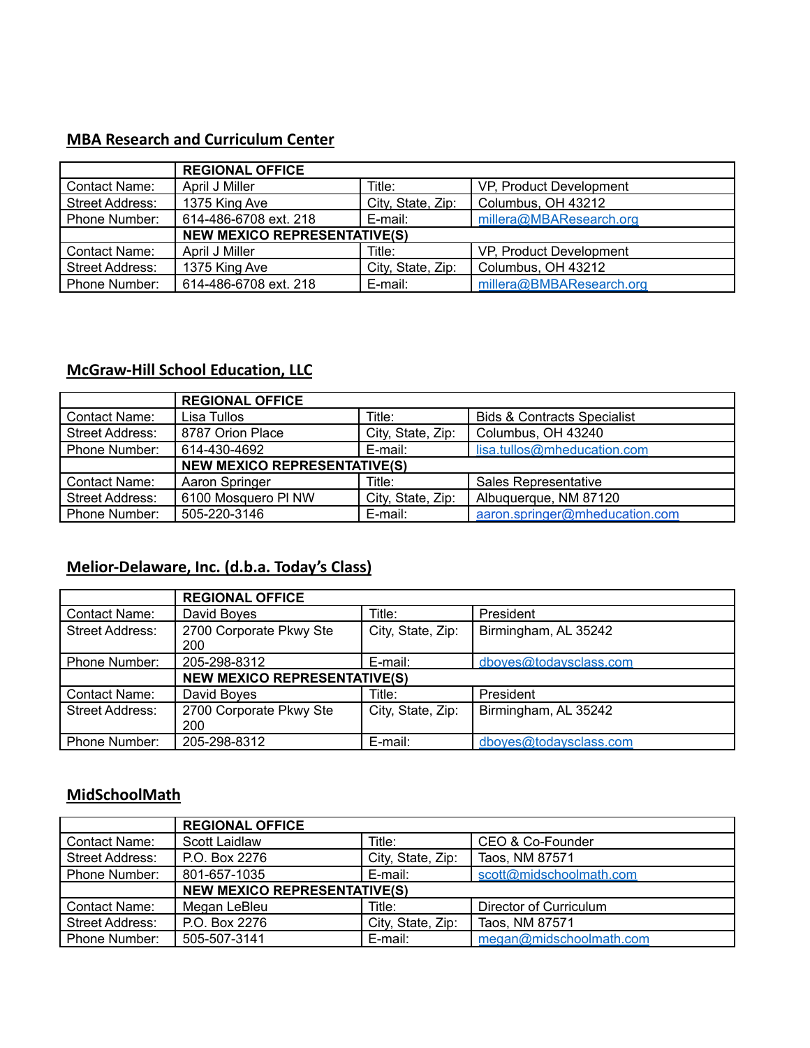## MBA Research and Curriculum Center

| | REGIONAL OFFICE | | |
|---|---|---|---|
| Contact Name: | April J Miller | Title: | VP, Product Development |
| Street Address: | 1375 King Ave | City, State, Zip: | Columbus, OH 43212 |
| Phone Number: | 614-486-6708 ext. 218 | E-mail: | millera@MBAResearch.org |
| | NEW MEXICO REPRESENTATIVE(S) | | |
| Contact Name: | April J Miller | Title: | VP, Product Development |
| Street Address: | 1375 King Ave | City, State, Zip: | Columbus, OH 43212 |
| Phone Number: | 614-486-6708 ext. 218 | E-mail: | millera@BMBAResearch.org |

## McGraw-Hill School Education, LLC

| | REGIONAL OFFICE | | |
|---|---|---|---|
| Contact Name: | Lisa Tullos | Title: | Bids & Contracts Specialist |
| Street Address: | 8787 Orion Place | City, State, Zip: | Columbus, OH 43240 |
| Phone Number: | 614-430-4692 | E-mail: | lisa.tullos@mheducation.com |
| | NEW MEXICO REPRESENTATIVE(S) | | |
| Contact Name: | Aaron Springer | Title: | Sales Representative |
| Street Address: | 6100 Mosquero Pl NW | City, State, Zip: | Albuquerque, NM 87120 |
| Phone Number: | 505-220-3146 | E-mail: | aaron.springer@mheducation.com |

## Melior-Delaware, Inc. (d.b.a. Today's Class)

| | REGIONAL OFFICE | | |
|---|---|---|---|
| Contact Name: | David Boyes | Title: | President |
| Street Address: | 2700 Corporate Pkwy Ste 200 | City, State, Zip: | Birmingham, AL 35242 |
| Phone Number: | 205-298-8312 | E-mail: | dboyes@todaysclass.com |
| | NEW MEXICO REPRESENTATIVE(S) | | |
| Contact Name: | David Boyes | Title: | President |
| Street Address: | 2700 Corporate Pkwy Ste 200 | City, State, Zip: | Birmingham, AL 35242 |
| Phone Number: | 205-298-8312 | E-mail: | dboyes@todaysclass.com |

## MidSchoolMath

| | REGIONAL OFFICE | | |
|---|---|---|---|
| Contact Name: | Scott Laidlaw | Title: | CEO & Co-Founder |
| Street Address: | P.O. Box 2276 | City, State, Zip: | Taos, NM 87571 |
| Phone Number: | 801-657-1035 | E-mail: | scott@midschoolmath.com |
| | NEW MEXICO REPRESENTATIVE(S) | | |
| Contact Name: | Megan LeBleu | Title: | Director of Curriculum |
| Street Address: | P.O. Box 2276 | City, State, Zip: | Taos, NM 87571 |
| Phone Number: | 505-507-3141 | E-mail: | megan@midschoolmath.com |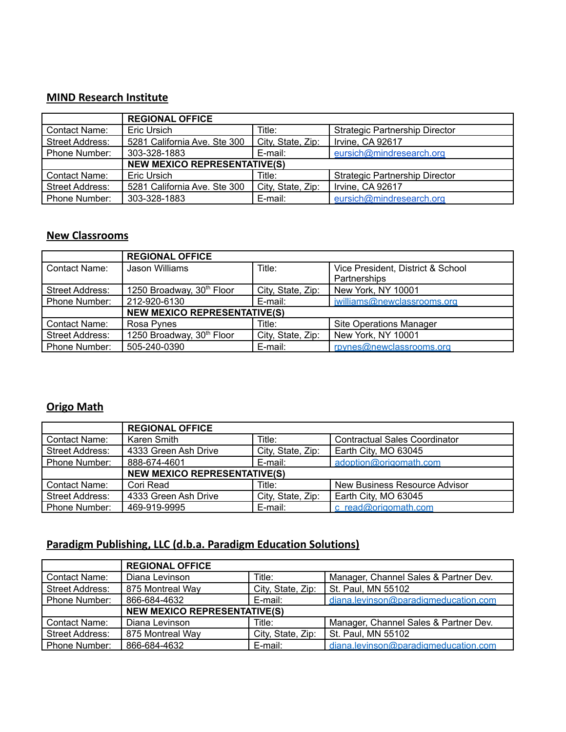## MIND Research Institute

| | REGIONAL OFFICE | | |
|---|---|---|---|
| Contact Name: | Eric Ursich | Title: | Strategic Partnership Director |
| Street Address: | 5281 California Ave. Ste 300 | City, State, Zip: | Irvine, CA 92617 |
| Phone Number: | 303-328-1883 | E-mail: | eursich@mindresearch.org |
| | **NEW MEXICO REPRESENTATIVE(S)** | | |
| Contact Name: | Eric Ursich | Title: | Strategic Partnership Director |
| Street Address: | 5281 California Ave. Ste 300 | City, State, Zip: | Irvine, CA 92617 |
| Phone Number: | 303-328-1883 | E-mail: | eursich@mindresearch.org |

## New Classrooms

| | REGIONAL OFFICE | | |
|---|---|---|---|
| Contact Name: | Jason Williams | Title: | Vice President, District & School Partnerships |
| Street Address: | 1250 Broadway, 30th Floor | City, State, Zip: | New York, NY 10001 |
| Phone Number: | 212-920-6130 | E-mail: | jwilliams@newclassrooms.org |
| | **NEW MEXICO REPRESENTATIVE(S)** | | |
| Contact Name: | Rosa Pynes | Title: | Site Operations Manager |
| Street Address: | 1250 Broadway, 30th Floor | City, State, Zip: | New York, NY 10001 |
| Phone Number: | 505-240-0390 | E-mail: | rpynes@newclassrooms.org |

## Origo Math

| | REGIONAL OFFICE | | |
|---|---|---|---|
| Contact Name: | Karen Smith | Title: | Contractual Sales Coordinator |
| Street Address: | 4333 Green Ash Drive | City, State, Zip: | Earth City, MO 63045 |
| Phone Number: | 888-674-4601 | E-mail: | adoption@origomath.com |
| | **NEW MEXICO REPRESENTATIVE(S)** | | |
| Contact Name: | Cori Read | Title: | New Business Resource Advisor |
| Street Address: | 4333 Green Ash Drive | City, State, Zip: | Earth City, MO 63045 |
| Phone Number: | 469-919-9995 | E-mail: | c_read@origomath.com |

## Paradigm Publishing, LLC (d.b.a. Paradigm Education Solutions)

| | REGIONAL OFFICE | | |
|---|---|---|---|
| Contact Name: | Diana Levinson | Title: | Manager, Channel Sales & Partner Dev. |
| Street Address: | 875 Montreal Way | City, State, Zip: | St. Paul, MN 55102 |
| Phone Number: | 866-684-4632 | E-mail: | diana.levinson@paradigmeducation.com |
| | **NEW MEXICO REPRESENTATIVE(S)** | | |
| Contact Name: | Diana Levinson | Title: | Manager, Channel Sales & Partner Dev. |
| Street Address: | 875 Montreal Way | City, State, Zip: | St. Paul, MN 55102 |
| Phone Number: | 866-684-4632 | E-mail: | diana.levinson@paradigmeducation.com |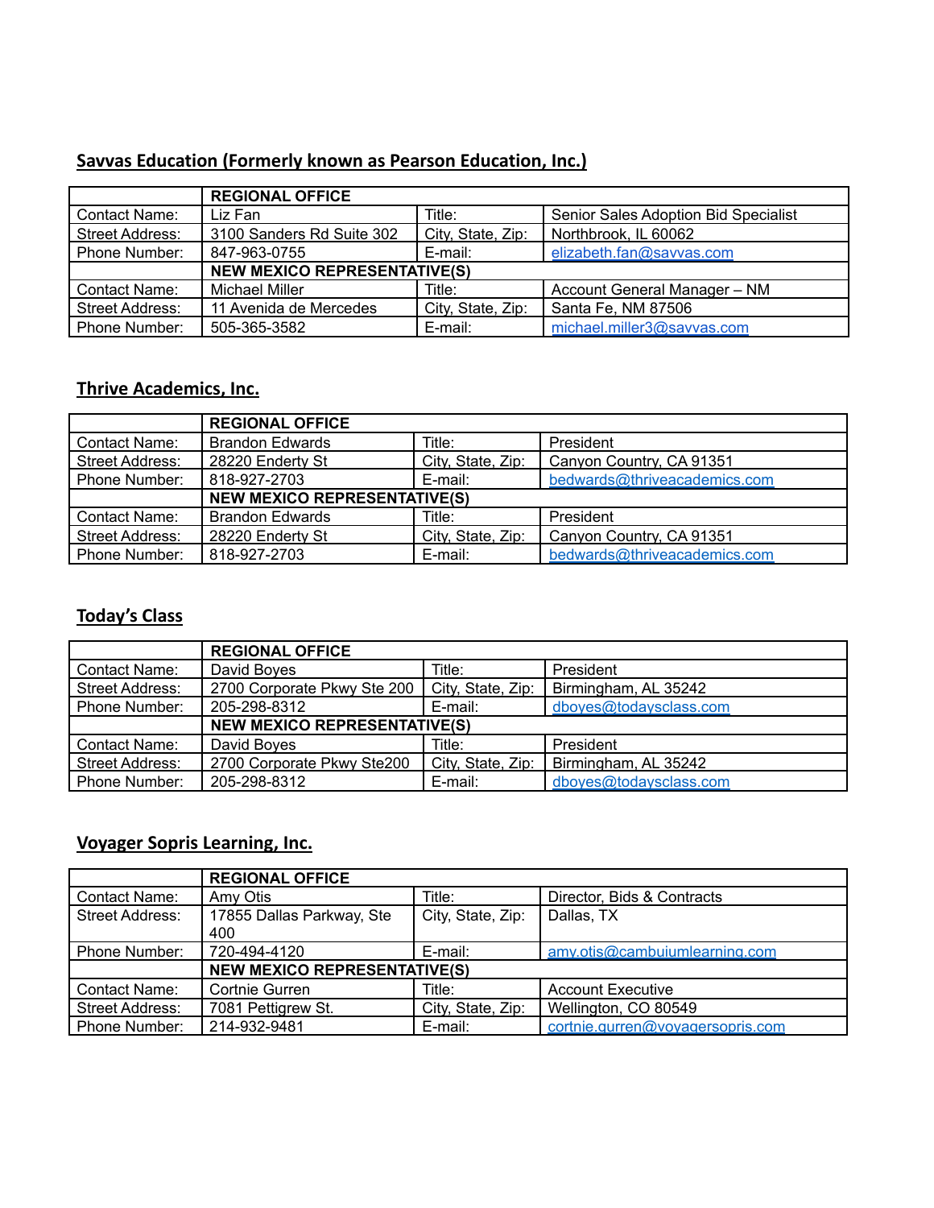## Savvas Education (Formerly known as Pearson Education, Inc.)

| | | | |
|---|---|---|---|
| | **REGIONAL OFFICE** | | |
| Contact Name: | Liz Fan | Title: | Senior Sales Adoption Bid Specialist |
| Street Address: | 3100 Sanders Rd Suite 302 | City, State, Zip: | Northbrook, IL 60062 |
| Phone Number: | 847-963-0755 | E-mail: | elizabeth.fan@savvas.com |
| | **NEW MEXICO REPRESENTATIVE(S)** | | |
| Contact Name: | Michael Miller | Title: | Account General Manager – NM |
| Street Address: | 11 Avenida de Mercedes | City, State, Zip: | Santa Fe, NM 87506 |
| Phone Number: | 505-365-3582 | E-mail: | michael.miller3@savvas.com |

## Thrive Academics, Inc.

| | | | |
|---|---|---|---|
| | **REGIONAL OFFICE** | | |
| Contact Name: | Brandon Edwards | Title: | President |
| Street Address: | 28220 Enderty St | City, State, Zip: | Canyon Country, CA 91351 |
| Phone Number: | 818-927-2703 | E-mail: | bedwards@thriveacademics.com |
| | **NEW MEXICO REPRESENTATIVE(S)** | | |
| Contact Name: | Brandon Edwards | Title: | President |
| Street Address: | 28220 Enderty St | City, State, Zip: | Canyon Country, CA 91351 |
| Phone Number: | 818-927-2703 | E-mail: | bedwards@thriveacademics.com |

## Today's Class

| | | | |
|---|---|---|---|
| | **REGIONAL OFFICE** | | |
| Contact Name: | David Boyes | Title: | President |
| Street Address: | 2700 Corporate Pkwy Ste 200 | City, State, Zip: | Birmingham, AL 35242 |
| Phone Number: | 205-298-8312 | E-mail: | dboyes@todaysclass.com |
| | **NEW MEXICO REPRESENTATIVE(S)** | | |
| Contact Name: | David Boyes | Title: | President |
| Street Address: | 2700 Corporate Pkwy Ste200 | City, State, Zip: | Birmingham, AL 35242 |
| Phone Number: | 205-298-8312 | E-mail: | dboyes@todaysclass.com |

## Voyager Sopris Learning, Inc.

| | | | |
|---|---|---|---|
| | **REGIONAL OFFICE** | | |
| Contact Name: | Amy Otis | Title: | Director, Bids & Contracts |
| Street Address: | 17855 Dallas Parkway, Ste 400 | City, State, Zip: | Dallas, TX |
| Phone Number: | 720-494-4120 | E-mail: | amy.otis@cambuiumlearning.com |
| | **NEW MEXICO REPRESENTATIVE(S)** | | |
| Contact Name: | Cortnie Gurren | Title: | Account Executive |
| Street Address: | 7081 Pettigrew St. | City, State, Zip: | Wellington, CO 80549 |
| Phone Number: | 214-932-9481 | E-mail: | cortnie.gurren@voyagersopris.com |